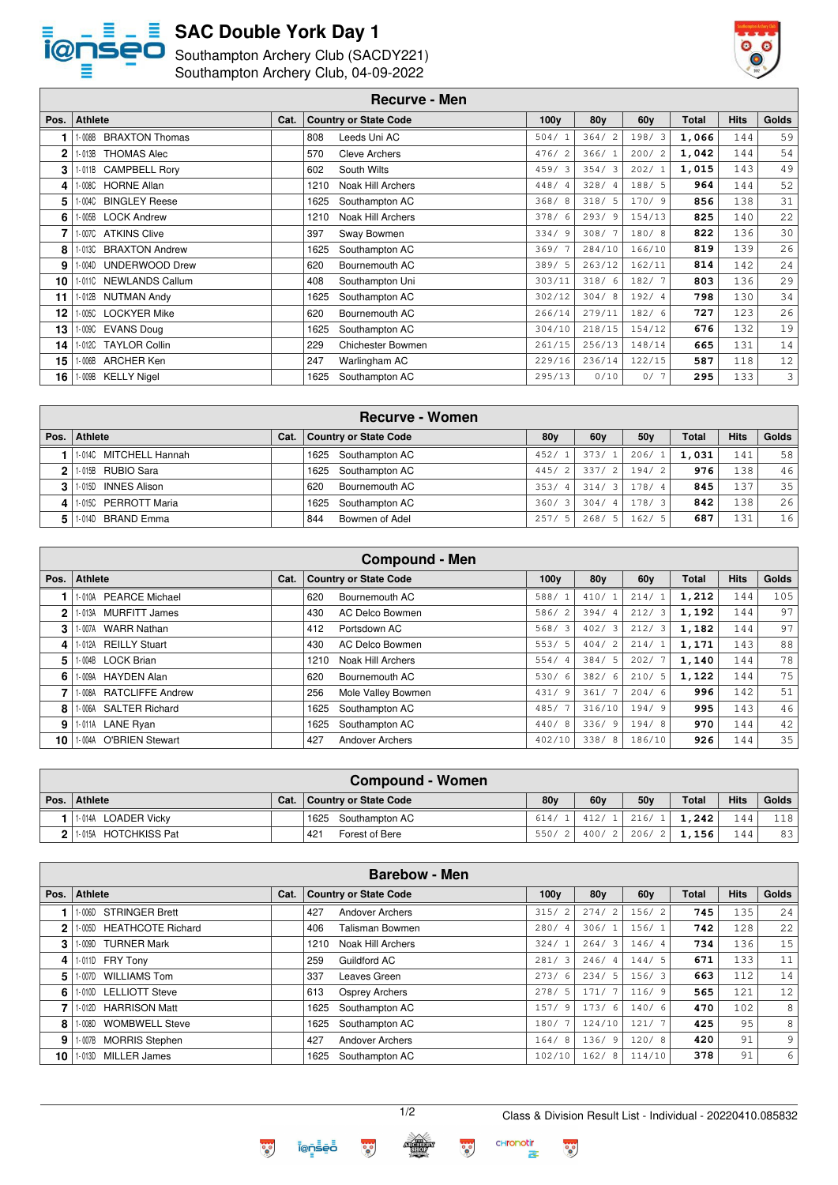# SAC Double York Day 1

Southampton Archery Club (SACDY221)
Southampton Archery Club, 04-09-2022

## Recurve - Men

| Pos. | Athlete | Cat. | Country or State Code | 100y | 80y | 60y | Total | Hits | Golds |
|---|---|---|---|---|---|---|---|---|---|
| 1 | 1-008B BRAXTON Thomas | | 808 Leeds Uni AC | 504/ 1 | 364/ 2 | 198/ 3 | 1,066 | 144 | 59 |
| 2 | 1-013B THOMAS Alec | | 570 Cleve Archers | 476/ 2 | 366/ 1 | 200/ 2 | 1,042 | 144 | 54 |
| 3 | 1-011B CAMPBELL Rory | | 602 South Wilts | 459/ 3 | 354/ 3 | 202/ 1 | 1,015 | 143 | 49 |
| 4 | 1-008C HORNE Allan | | 1210 Noak Hill Archers | 448/ 4 | 328/ 4 | 188/ 5 | 964 | 144 | 52 |
| 5 | 1-004C BINGLEY Reese | | 1625 Southampton AC | 368/ 8 | 318/ 5 | 170/ 9 | 856 | 138 | 31 |
| 6 | 1-005B LOCK Andrew | | 1210 Noak Hill Archers | 378/ 6 | 293/ 9 | 154/13 | 825 | 140 | 22 |
| 7 | 1-007C ATKINS Clive | | 397 Sway Bowmen | 334/ 9 | 308/ 7 | 180/ 8 | 822 | 136 | 30 |
| 8 | 1-013C BRAXTON Andrew | | 1625 Southampton AC | 369/ 7 | 284/10 | 166/10 | 819 | 139 | 26 |
| 9 | 1-004D UNDERWOOD Drew | | 620 Bournemouth AC | 389/ 5 | 263/12 | 162/11 | 814 | 142 | 24 |
| 10 | 1-011C NEWLANDS Callum | | 408 Southampton Uni | 303/11 | 318/ 6 | 182/ 7 | 803 | 136 | 29 |
| 11 | 1-012B NUTMAN Andy | | 1625 Southampton AC | 302/12 | 304/ 8 | 192/ 4 | 798 | 130 | 34 |
| 12 | 1-005C LOCKYER Mike | | 620 Bournemouth AC | 266/14 | 279/11 | 182/ 6 | 727 | 123 | 26 |
| 13 | 1-009C EVANS Doug | | 1625 Southampton AC | 304/10 | 218/15 | 154/12 | 676 | 132 | 19 |
| 14 | 1-012C TAYLOR Collin | | 229 Chichester Bowmen | 261/15 | 256/13 | 148/14 | 665 | 131 | 14 |
| 15 | 1-006B ARCHER Ken | | 247 Warlingham AC | 229/16 | 236/14 | 122/15 | 587 | 118 | 12 |
| 16 | 1-009B KELLY Nigel | | 1625 Southampton AC | 295/13 | 0/10 | 0/ 7 | 295 | 133 | 3 |

## Recurve - Women

| Pos. | Athlete | Cat. | Country or State Code | 80y | 60y | 50y | Total | Hits | Golds |
|---|---|---|---|---|---|---|---|---|---|
| 1 | 1-014C MITCHELL Hannah | | 1625 Southampton AC | 452/ 1 | 373/ 1 | 206/ 1 | 1,031 | 141 | 58 |
| 2 | 1-015B RUBIO Sara | | 1625 Southampton AC | 445/ 2 | 337/ 2 | 194/ 2 | 976 | 138 | 46 |
| 3 | 1-015D INNES Alison | | 620 Bournemouth AC | 353/ 4 | 314/ 3 | 178/ 4 | 845 | 137 | 35 |
| 4 | 1-015C PERROTT Maria | | 1625 Southampton AC | 360/ 3 | 304/ 4 | 178/ 3 | 842 | 138 | 26 |
| 5 | 1-014D BRAND Emma | | 844 Bowmen of Adel | 257/ 5 | 268/ 5 | 162/ 5 | 687 | 131 | 16 |

## Compound - Men

| Pos. | Athlete | Cat. | Country or State Code | 100y | 80y | 60y | Total | Hits | Golds |
|---|---|---|---|---|---|---|---|---|---|
| 1 | 1-010A PEARCE Michael | | 620 Bournemouth AC | 588/ 1 | 410/ 1 | 214/ 1 | 1,212 | 144 | 105 |
| 2 | 1-013A MURFITT James | | 430 AC Delco Bowmen | 586/ 2 | 394/ 4 | 212/ 3 | 1,192 | 144 | 97 |
| 3 | 1-007A WARR Nathan | | 412 Portsdown AC | 568/ 3 | 402/ 3 | 212/ 3 | 1,182 | 144 | 97 |
| 4 | 1-012A REILLY Stuart | | 430 AC Delco Bowmen | 553/ 5 | 404/ 2 | 214/ 1 | 1,171 | 143 | 88 |
| 5 | 1-004B LOCK Brian | | 1210 Noak Hill Archers | 554/ 4 | 384/ 5 | 202/ 7 | 1,140 | 144 | 78 |
| 6 | 1-009A HAYDEN Alan | | 620 Bournemouth AC | 530/ 6 | 382/ 6 | 210/ 5 | 1,122 | 144 | 75 |
| 7 | 1-008A RATCLIFFE Andrew | | 256 Mole Valley Bowmen | 431/ 9 | 361/ 7 | 204/ 6 | 996 | 142 | 51 |
| 8 | 1-006A SALTER Richard | | 1625 Southampton AC | 485/ 7 | 316/10 | 194/ 9 | 995 | 143 | 46 |
| 9 | 1-011A LANE Ryan | | 1625 Southampton AC | 440/ 8 | 336/ 9 | 194/ 8 | 970 | 144 | 42 |
| 10 | 1-004A O'BRIEN Stewart | | 427 Andover Archers | 402/10 | 338/ 8 | 186/10 | 926 | 144 | 35 |

## Compound - Women

| Pos. | Athlete | Cat. | Country or State Code | 80y | 60y | 50y | Total | Hits | Golds |
|---|---|---|---|---|---|---|---|---|---|
| 1 | 1-014A LOADER Vicky | | 1625 Southampton AC | 614/ 1 | 412/ 1 | 216/ 1 | 1,242 | 144 | 118 |
| 2 | 1-015A HOTCHKISS Pat | | 421 Forest of Bere | 550/ 2 | 400/ 2 | 206/ 2 | 1,156 | 144 | 83 |

## Barebow - Men

| Pos. | Athlete | Cat. | Country or State Code | 100y | 80y | 60y | Total | Hits | Golds |
|---|---|---|---|---|---|---|---|---|---|
| 1 | 1-006D STRINGER Brett | | 427 Andover Archers | 315/ 2 | 274/ 2 | 156/ 2 | 745 | 135 | 24 |
| 2 | 1-005D HEATHCOTE Richard | | 406 Talisman Bowmen | 280/ 4 | 306/ 1 | 156/ 1 | 742 | 128 | 22 |
| 3 | 1-009D TURNER Mark | | 1210 Noak Hill Archers | 324/ 1 | 264/ 3 | 146/ 4 | 734 | 136 | 15 |
| 4 | 1-011D FRY Tony | | 259 Guildford AC | 281/ 3 | 246/ 4 | 144/ 5 | 671 | 133 | 11 |
| 5 | 1-007D WILLIAMS Tom | | 337 Leaves Green | 273/ 6 | 234/ 5 | 156/ 3 | 663 | 112 | 14 |
| 6 | 1-010D LELLIOTT Steve | | 613 Osprey Archers | 278/ 5 | 171/ 7 | 116/ 9 | 565 | 121 | 12 |
| 7 | 1-012D HARRISON Matt | | 1625 Southampton AC | 157/ 9 | 173/ 6 | 140/ 6 | 470 | 102 | 8 |
| 8 | 1-008D WOMBWELL Steve | | 1625 Southampton AC | 180/ 7 | 124/10 | 121/ 7 | 425 | 95 | 8 |
| 9 | 1-007B MORRIS Stephen | | 427 Andover Archers | 164/ 8 | 136/ 9 | 120/ 8 | 420 | 91 | 9 |
| 10 | 1-013D MILLER James | | 1625 Southampton AC | 102/10 | 162/ 8 | 114/10 | 378 | 91 | 6 |

Class & Division Result List - Individual - 20220410.085832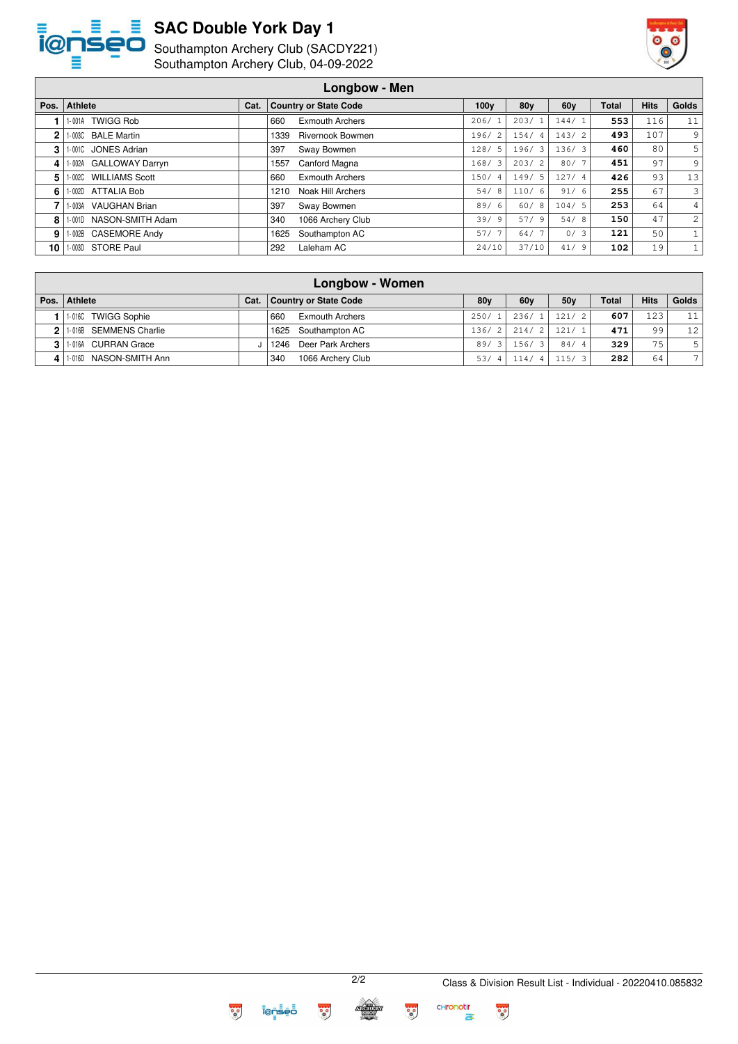# SAC Double York Day 1

Southampton Archery Club (SACDY221)
Southampton Archery Club, 04-09-2022

## Longbow - Men

| Pos. | Athlete | Cat. | Country or State Code | 100y | 80y | 60y | Total | Hits | Golds |
|---|---|---|---|---|---|---|---|---|---|
| 1 | 1-001A TWIGG Rob | | 660 Exmouth Archers | 206/ 1 | 203/ 1 | 144/ 1 | **553** | 116 | 11 |
| 2 | 1-003C BALE Martin | | 1339 Rivernook Bowmen | 196/ 2 | 154/ 4 | 143/ 2 | **493** | 107 | 9 |
| 3 | 1-001C JONES Adrian | | 397 Sway Bowmen | 128/ 5 | 196/ 3 | 136/ 3 | **460** | 80 | 5 |
| 4 | 1-002A GALLOWAY Darryn | | 1557 Canford Magna | 168/ 3 | 203/ 2 | 80/ 7 | **451** | 97 | 9 |
| 5 | 1-002C WILLIAMS Scott | | 660 Exmouth Archers | 150/ 4 | 149/ 5 | 127/ 4 | **426** | 93 | 13 |
| 6 | 1-002D ATTALIA Bob | | 1210 Noak Hill Archers | 54/ 8 | 110/ 6 | 91/ 6 | **255** | 67 | 3 |
| 7 | 1-003A VAUGHAN Brian | | 397 Sway Bowmen | 89/ 6 | 60/ 8 | 104/ 5 | **253** | 64 | 4 |
| 8 | 1-001D NASON-SMITH Adam | | 340 1066 Archery Club | 39/ 9 | 57/ 9 | 54/ 8 | **150** | 47 | 2 |
| 9 | 1-002B CASEMORE Andy | | 1625 Southampton AC | 57/ 7 | 64/ 7 | 0/ 3 | **121** | 50 | 1 |
| 10 | 1-003D STORE Paul | | 292 Laleham AC | 24/10 | 37/10 | 41/ 9 | **102** | 19 | 1 |

## Longbow - Women

| Pos. | Athlete | Cat. | Country or State Code | 80y | 60y | 50y | Total | Hits | Golds |
|---|---|---|---|---|---|---|---|---|---|
| 1 | 1-016C TWIGG Sophie | | 660 Exmouth Archers | 250/ 1 | 236/ 1 | 121/ 2 | **607** | 123 | 11 |
| 2 | 1-016B SEMMENS Charlie | | 1625 Southampton AC | 136/ 2 | 214/ 2 | 121/ 1 | **471** | 99 | 12 |
| 3 | 1-016A CURRAN Grace | J | 1246 Deer Park Archers | 89/ 3 | 156/ 3 | 84/ 4 | **329** | 75 | 5 |
| 4 | 1-016D NASON-SMITH Ann | | 340 1066 Archery Club | 53/ 4 | 114/ 4 | 115/ 3 | **282** | 64 | 7 |

Class & Division Result List - Individual - 20220410.085832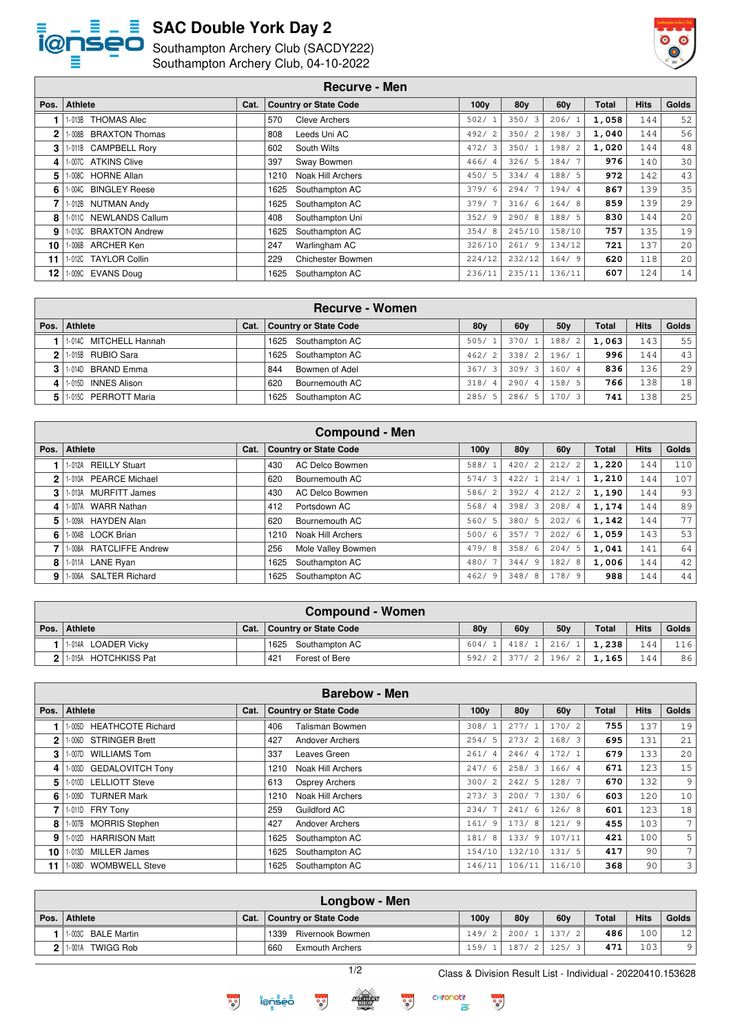# SAC Double York Day 2

Southampton Archery Club (SACDY222)
Southampton Archery Club, 04-10-2022

## Recurve - Men

| Pos. | Athlete | Cat. | Country or State Code | 100y | 80y | 60y | Total | Hits | Golds |
|---|---|---|---|---|---|---|---|---|---|
| 1 | 1-013B THOMAS Alec | | 570 Cleve Archers | 502/ 1 | 350/ 3 | 206/ 1 | 1,058 | 144 | 52 |
| 2 | 1-008B BRAXTON Thomas | | 808 Leeds Uni AC | 492/ 2 | 350/ 2 | 198/ 3 | 1,040 | 144 | 56 |
| 3 | 1-011B CAMPBELL Rory | | 602 South Wilts | 472/ 3 | 350/ 1 | 198/ 2 | 1,020 | 144 | 48 |
| 4 | 1-007C ATKINS Clive | | 397 Sway Bowmen | 466/ 4 | 326/ 5 | 184/ 7 | 976 | 140 | 30 |
| 5 | 1-008C HORNE Allan | | 1210 Noak Hill Archers | 450/ 5 | 334/ 4 | 188/ 5 | 972 | 142 | 43 |
| 6 | 1-004C BINGLEY Reese | | 1625 Southampton AC | 379/ 6 | 294/ 7 | 194/ 4 | 867 | 139 | 35 |
| 7 | 1-012B NUTMAN Andy | | 1625 Southampton AC | 379/ 7 | 316/ 6 | 164/ 8 | 859 | 139 | 29 |
| 8 | 1-011C NEWLANDS Callum | | 408 Southampton Uni | 352/ 9 | 290/ 8 | 188/ 5 | 830 | 144 | 20 |
| 9 | 1-013C BRAXTON Andrew | | 1625 Southampton AC | 354/ 8 | 245/10 | 158/10 | 757 | 135 | 19 |
| 10 | 1-006B ARCHER Ken | | 247 Warlingham AC | 326/10 | 261/ 9 | 134/12 | 721 | 137 | 20 |
| 11 | 1-012C TAYLOR Collin | | 229 Chichester Bowmen | 224/12 | 232/12 | 164/ 9 | 620 | 118 | 20 |
| 12 | 1-009C EVANS Doug | | 1625 Southampton AC | 236/11 | 235/11 | 136/11 | 607 | 124 | 14 |

## Recurve - Women

| Pos. | Athlete | Cat. | Country or State Code | 80y | 60y | 50y | Total | Hits | Golds |
|---|---|---|---|---|---|---|---|---|---|
| 1 | 1-014C MITCHELL Hannah | | 1625 Southampton AC | 505/ 1 | 370/ 1 | 188/ 2 | 1,063 | 143 | 55 |
| 2 | 1-015B RUBIO Sara | | 1625 Southampton AC | 462/ 2 | 338/ 2 | 196/ 1 | 996 | 144 | 43 |
| 3 | 1-014D BRAND Emma | | 844 Bowmen of Adel | 367/ 3 | 309/ 3 | 160/ 4 | 836 | 136 | 29 |
| 4 | 1-015D INNES Alison | | 620 Bournemouth AC | 318/ 4 | 290/ 4 | 158/ 5 | 766 | 138 | 18 |
| 5 | 1-015C PERROTT Maria | | 1625 Southampton AC | 285/ 5 | 286/ 5 | 170/ 3 | 741 | 138 | 25 |

## Compound - Men

| Pos. | Athlete | Cat. | Country or State Code | 100y | 80y | 60y | Total | Hits | Golds |
|---|---|---|---|---|---|---|---|---|---|
| 1 | 1-012A REILLY Stuart | | 430 AC Delco Bowmen | 588/ 1 | 420/ 2 | 212/ 2 | 1,220 | 144 | 110 |
| 2 | 1-010A PEARCE Michael | | 620 Bournemouth AC | 574/ 3 | 422/ 1 | 214/ 1 | 1,210 | 144 | 107 |
| 3 | 1-013A MURFITT James | | 430 AC Delco Bowmen | 586/ 2 | 392/ 4 | 212/ 2 | 1,190 | 144 | 93 |
| 4 | 1-007A WARR Nathan | | 412 Portsdown AC | 568/ 4 | 398/ 3 | 208/ 4 | 1,174 | 144 | 89 |
| 5 | 1-009A HAYDEN Alan | | 620 Bournemouth AC | 560/ 5 | 380/ 5 | 202/ 6 | 1,142 | 144 | 77 |
| 6 | 1-004B LOCK Brian | | 1210 Noak Hill Archers | 500/ 6 | 357/ 7 | 202/ 6 | 1,059 | 143 | 53 |
| 7 | 1-008A RATCLIFFE Andrew | | 256 Mole Valley Bowmen | 479/ 8 | 358/ 6 | 204/ 5 | 1,041 | 141 | 64 |
| 8 | 1-011A LANE Ryan | | 1625 Southampton AC | 480/ 7 | 344/ 9 | 182/ 8 | 1,006 | 144 | 42 |
| 9 | 1-006A SALTER Richard | | 1625 Southampton AC | 462/ 9 | 348/ 8 | 178/ 9 | 988 | 144 | 44 |

## Compound - Women

| Pos. | Athlete | Cat. | Country or State Code | 80y | 60y | 50y | Total | Hits | Golds |
|---|---|---|---|---|---|---|---|---|---|
| 1 | 1-014A LOADER Vicky | | 1625 Southampton AC | 604/ 1 | 418/ 1 | 216/ 1 | 1,238 | 144 | 116 |
| 2 | 1-015A HOTCHKISS Pat | | 421 Forest of Bere | 592/ 2 | 377/ 2 | 196/ 2 | 1,165 | 144 | 86 |

## Barebow - Men

| Pos. | Athlete | Cat. | Country or State Code | 100y | 80y | 60y | Total | Hits | Golds |
|---|---|---|---|---|---|---|---|---|---|
| 1 | 1-005D HEATHCOTE Richard | | 406 Talisman Bowmen | 308/ 1 | 277/ 1 | 170/ 2 | 755 | 137 | 19 |
| 2 | 1-006D STRINGER Brett | | 427 Andover Archers | 254/ 5 | 273/ 2 | 168/ 3 | 695 | 131 | 21 |
| 3 | 1-007D WILLIAMS Tom | | 337 Leaves Green | 261/ 4 | 246/ 4 | 172/ 1 | 679 | 133 | 20 |
| 4 | 1-003D GEDALOVITCH Tony | | 1210 Noak Hill Archers | 247/ 6 | 258/ 3 | 166/ 4 | 671 | 123 | 15 |
| 5 | 1-010D LELLIOTT Steve | | 613 Osprey Archers | 300/ 2 | 242/ 5 | 128/ 7 | 670 | 132 | 9 |
| 6 | 1-009D TURNER Mark | | 1210 Noak Hill Archers | 273/ 3 | 200/ 7 | 130/ 6 | 603 | 120 | 10 |
| 7 | 1-011D FRY Tony | | 259 Guildford AC | 234/ 7 | 241/ 6 | 126/ 8 | 601 | 123 | 18 |
| 8 | 1-007B MORRIS Stephen | | 427 Andover Archers | 161/ 9 | 173/ 8 | 121/ 9 | 455 | 103 | 7 |
| 9 | 1-012D HARRISON Matt | | 1625 Southampton AC | 181/ 8 | 133/ 9 | 107/11 | 421 | 100 | 5 |
| 10 | 1-013D MILLER James | | 1625 Southampton AC | 154/10 | 132/10 | 131/ 5 | 417 | 90 | 7 |
| 11 | 1-008D WOMBWELL Steve | | 1625 Southampton AC | 146/11 | 106/11 | 116/10 | 368 | 90 | 3 |

## Longbow - Men

| Pos. | Athlete | Cat. | Country or State Code | 100y | 80y | 60y | Total | Hits | Golds |
|---|---|---|---|---|---|---|---|---|---|
| 1 | 1-003C BALE Martin | | 1339 Rivernook Bowmen | 149/ 2 | 200/ 1 | 137/ 2 | 486 | 100 | 12 |
| 2 | 1-001A TWIGG Rob | | 660 Exmouth Archers | 159/ 1 | 187/ 2 | 125/ 3 | 471 | 103 | 9 |

Class & Division Result List - Individual - 20220410.153628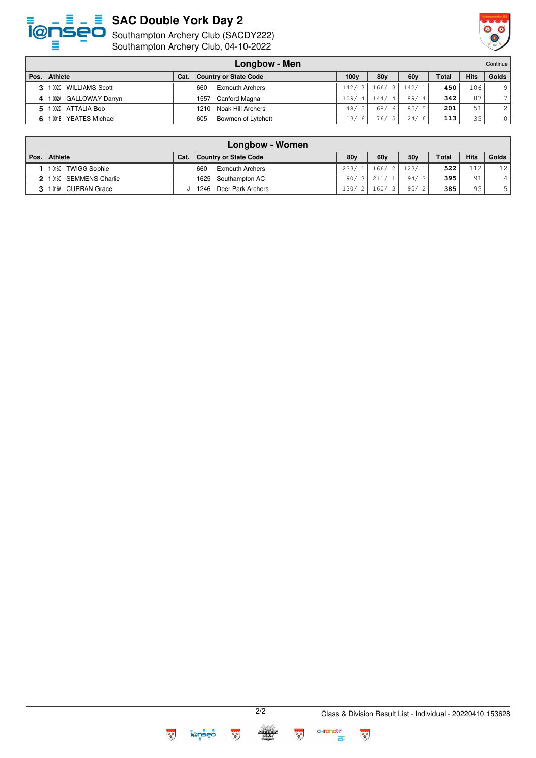# SAC Double York Day 2

Southampton Archery Club (SACDY222)
Southampton Archery Club, 04-10-2022

## Longbow - Men

Continue

| Pos. | Athlete | Cat. | Country or State Code | 100y | 80y | 60y | Total | Hits | Golds |
|---|---|---|---|---|---|---|---|---|---|
| 3 | 1-002C WILLIAMS Scott | | 660 Exmouth Archers | 142/ 3 | 166/ 3 | 142/ 1 | **450** | 106 | 9 |
| 4 | 1-002A GALLOWAY Darryn | | 1557 Canford Magna | 109/ 4 | 144/ 4 | 89/ 4 | **342** | 87 | 7 |
| 5 | 1-002D ATTALIA Bob | | 1210 Noak Hill Archers | 48/ 5 | 68/ 6 | 85/ 5 | **201** | 51 | 2 |
| 6 | 1-001B YEATES Michael | | 605 Bowmen of Lytchett | 13/ 6 | 76/ 5 | 24/ 6 | **113** | 35 | 0 |

## Longbow - Women

| Pos. | Athlete | Cat. | Country or State Code | 80y | 60y | 50y | Total | Hits | Golds |
|---|---|---|---|---|---|---|---|---|---|
| 1 | 1-016C TWIGG Sophie | | 660 Exmouth Archers | 233/ 1 | 166/ 2 | 123/ 1 | **522** | 112 | 12 |
| 2 | 1-016C SEMMENS Charlie | | 1625 Southampton AC | 90/ 3 | 211/ 1 | 94/ 3 | **395** | 91 | 4 |
| 3 | 1-016A CURRAN Grace | J | 1246 Deer Park Archers | 130/ 2 | 160/ 3 | 95/ 2 | **385** | 95 | 5 |

Class & Division Result List - Individual - 20220410.153628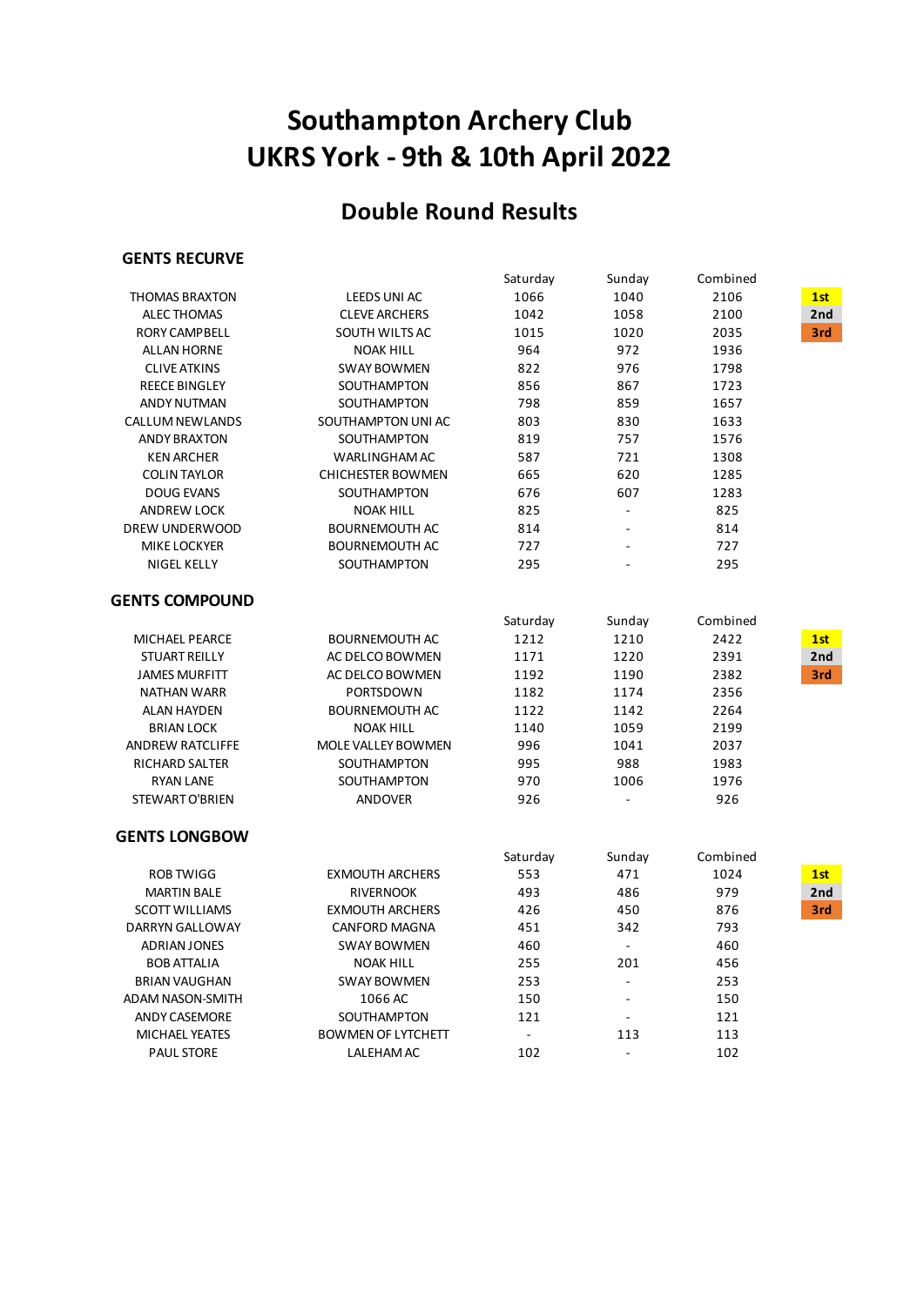# Southampton Archery Club
# UKRS York - 9th & 10th April 2022

## Double Round Results

### GENTS RECURVE

| | | Saturday | Sunday | Combined | |
|---|---|---|---|---|---|
| THOMAS BRAXTON | LEEDS UNI AC | 1066 | 1040 | 2106 | 1st |
| ALEC THOMAS | CLEVE ARCHERS | 1042 | 1058 | 2100 | 2nd |
| RORY CAMPBELL | SOUTH WILTS AC | 1015 | 1020 | 2035 | 3rd |
| ALLAN HORNE | NOAK HILL | 964 | 972 | 1936 | |
| CLIVE ATKINS | SWAY BOWMEN | 822 | 976 | 1798 | |
| REECE BINGLEY | SOUTHAMPTON | 856 | 867 | 1723 | |
| ANDY NUTMAN | SOUTHAMPTON | 798 | 859 | 1657 | |
| CALLUM NEWLANDS | SOUTHAMPTON UNI AC | 803 | 830 | 1633 | |
| ANDY BRAXTON | SOUTHAMPTON | 819 | 757 | 1576 | |
| KEN ARCHER | WARLINGHAM AC | 587 | 721 | 1308 | |
| COLIN TAYLOR | CHICHESTER BOWMEN | 665 | 620 | 1285 | |
| DOUG EVANS | SOUTHAMPTON | 676 | 607 | 1283 | |
| ANDREW LOCK | NOAK HILL | 825 | - | 825 | |
| DREW UNDERWOOD | BOURNEMOUTH AC | 814 | - | 814 | |
| MIKE LOCKYER | BOURNEMOUTH AC | 727 | - | 727 | |
| NIGEL KELLY | SOUTHAMPTON | 295 | - | 295 | |

### GENTS COMPOUND

| | | Saturday | Sunday | Combined | |
|---|---|---|---|---|---|
| MICHAEL PEARCE | BOURNEMOUTH AC | 1212 | 1210 | 2422 | 1st |
| STUART REILLY | AC DELCO BOWMEN | 1171 | 1220 | 2391 | 2nd |
| JAMES MURFITT | AC DELCO BOWMEN | 1192 | 1190 | 2382 | 3rd |
| NATHAN WARR | PORTSDOWN | 1182 | 1174 | 2356 | |
| ALAN HAYDEN | BOURNEMOUTH AC | 1122 | 1142 | 2264 | |
| BRIAN LOCK | NOAK HILL | 1140 | 1059 | 2199 | |
| ANDREW RATCLIFFE | MOLE VALLEY BOWMEN | 996 | 1041 | 2037 | |
| RICHARD SALTER | SOUTHAMPTON | 995 | 988 | 1983 | |
| RYAN LANE | SOUTHAMPTON | 970 | 1006 | 1976 | |
| STEWART O'BRIEN | ANDOVER | 926 | - | 926 | |

### GENTS LONGBOW

| | | Saturday | Sunday | Combined | |
|---|---|---|---|---|---|
| ROB TWIGG | EXMOUTH ARCHERS | 553 | 471 | 1024 | 1st |
| MARTIN BALE | RIVERNOOK | 493 | 486 | 979 | 2nd |
| SCOTT WILLIAMS | EXMOUTH ARCHERS | 426 | 450 | 876 | 3rd |
| DARRYN GALLOWAY | CANFORD MAGNA | 451 | 342 | 793 | |
| ADRIAN JONES | SWAY BOWMEN | 460 | - | 460 | |
| BOB ATTALIA | NOAK HILL | 255 | 201 | 456 | |
| BRIAN VAUGHAN | SWAY BOWMEN | 253 | - | 253 | |
| ADAM NASON-SMITH | 1066 AC | 150 | - | 150 | |
| ANDY CASEMORE | SOUTHAMPTON | 121 | - | 121 | |
| MICHAEL YEATES | BOWMEN OF LYTCHETT | - | 113 | 113 | |
| PAUL STORE | LALEHAM AC | 102 | - | 102 | |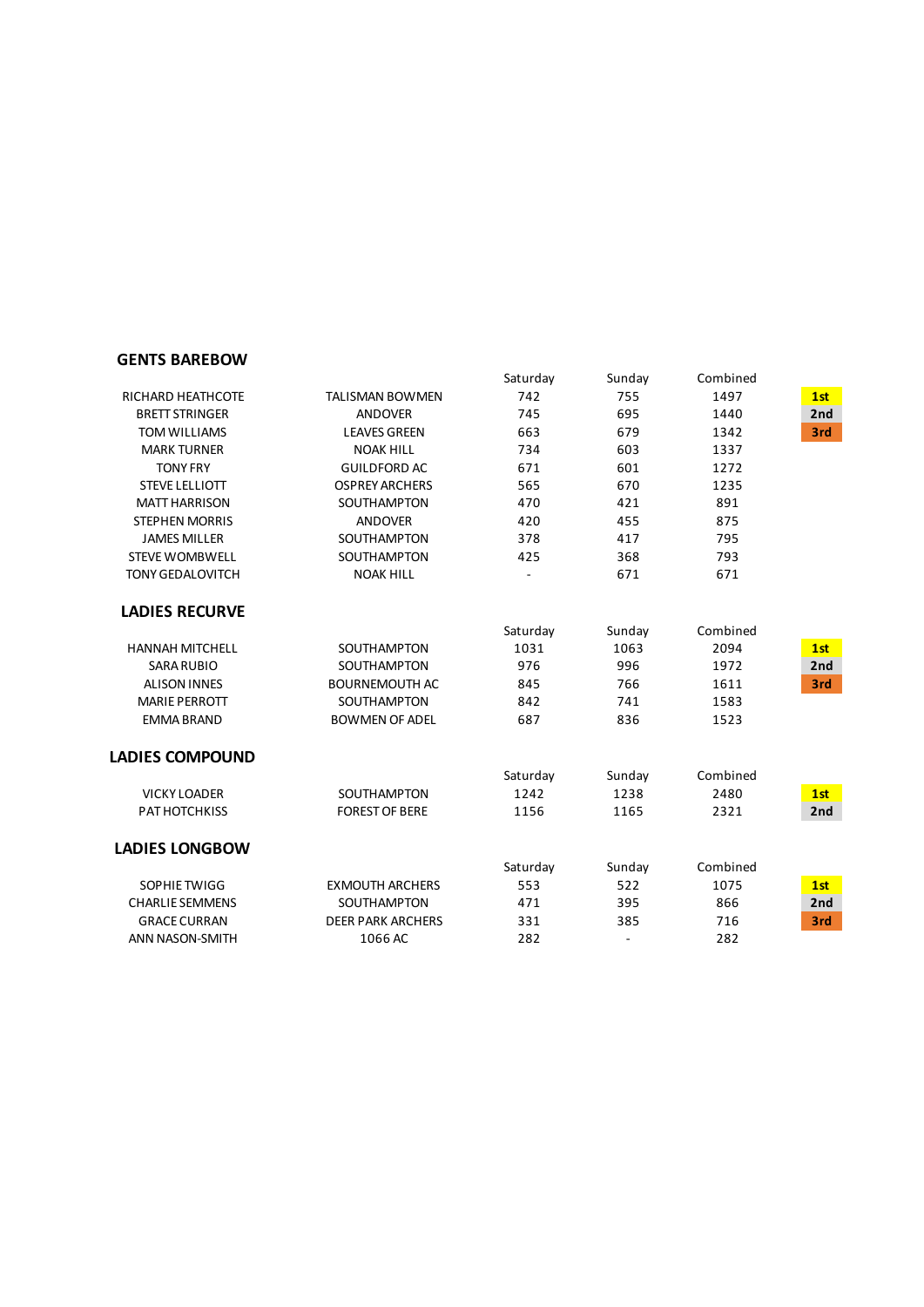## GENTS BAREBOW

| | | Saturday | Sunday | Combined | |
|---|---|---|---|---|---|
| RICHARD HEATHCOTE | TALISMAN BOWMEN | 742 | 755 | 1497 | 1st |
| BRETT STRINGER | ANDOVER | 745 | 695 | 1440 | 2nd |
| TOM WILLIAMS | LEAVES GREEN | 663 | 679 | 1342 | 3rd |
| MARK TURNER | NOAK HILL | 734 | 603 | 1337 | |
| TONY FRY | GUILDFORD AC | 671 | 601 | 1272 | |
| STEVE LELLIOTT | OSPREY ARCHERS | 565 | 670 | 1235 | |
| MATT HARRISON | SOUTHAMPTON | 470 | 421 | 891 | |
| STEPHEN MORRIS | ANDOVER | 420 | 455 | 875 | |
| JAMES MILLER | SOUTHAMPTON | 378 | 417 | 795 | |
| STEVE WOMBWELL | SOUTHAMPTON | 425 | 368 | 793 | |
| TONY GEDALOVITCH | NOAK HILL | - | 671 | 671 | |

## LADIES RECURVE

| | | Saturday | Sunday | Combined | |
|---|---|---|---|---|---|
| HANNAH MITCHELL | SOUTHAMPTON | 1031 | 1063 | 2094 | 1st |
| SARA RUBIO | SOUTHAMPTON | 976 | 996 | 1972 | 2nd |
| ALISON INNES | BOURNEMOUTH AC | 845 | 766 | 1611 | 3rd |
| MARIE PERROTT | SOUTHAMPTON | 842 | 741 | 1583 | |
| EMMA BRAND | BOWMEN OF ADEL | 687 | 836 | 1523 | |

## LADIES COMPOUND

| | | Saturday | Sunday | Combined | |
|---|---|---|---|---|---|
| VICKY LOADER | SOUTHAMPTON | 1242 | 1238 | 2480 | 1st |
| PAT HOTCHKISS | FOREST OF BERE | 1156 | 1165 | 2321 | 2nd |

## LADIES LONGBOW

| | | Saturday | Sunday | Combined | |
|---|---|---|---|---|---|
| SOPHIE TWIGG | EXMOUTH ARCHERS | 553 | 522 | 1075 | 1st |
| CHARLIE SEMMENS | SOUTHAMPTON | 471 | 395 | 866 | 2nd |
| GRACE CURRAN | DEER PARK ARCHERS | 331 | 385 | 716 | 3rd |
| ANN NASON-SMITH | 1066 AC | 282 | - | 282 | |